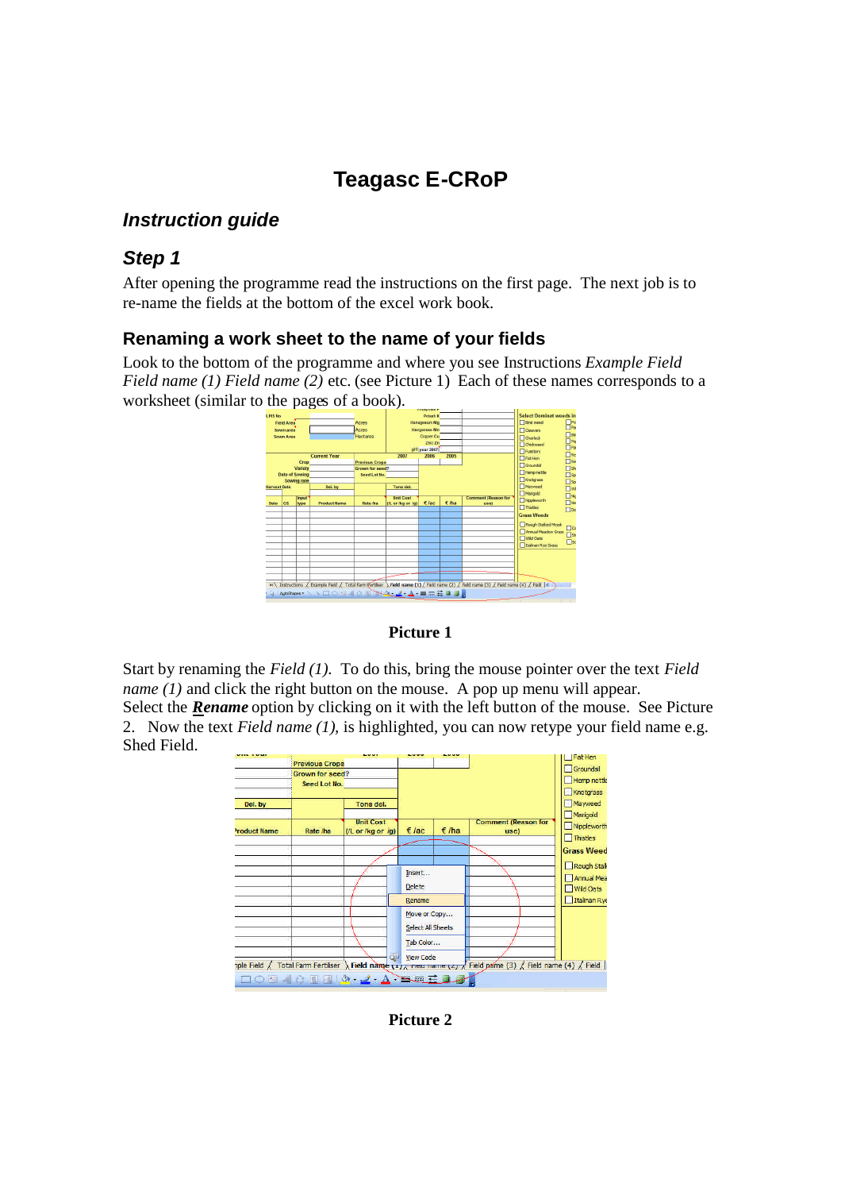# Teagasc E-CRoP

## *Instruction guide*

## *Step 1*

After opening the programme read the instructions on the first page. The next job is to re-name the fields at the bottom of the excel work book.

### Renaming a work sheet to the name of your fields

Look to the bottom of the programme and where you see Instructions *Example Field Field name (1) Field name (2)* etc. (see Picture 1) Each of these names corresponds to a worksheet (similar to the pages of a book).

**Picture 1**

Start by renaming the *Field (1).* To do this, bring the mouse pointer over the text *Field name (1)* and click the right button on the mouse. A pop up menu will appear.
Select the ***Rename*** option by clicking on it with the left button of the mouse. See Picture 2. Now the text *Field name (1)*, is highlighted, you can now retype your field name e.g. Shed Field.

**Picture 2**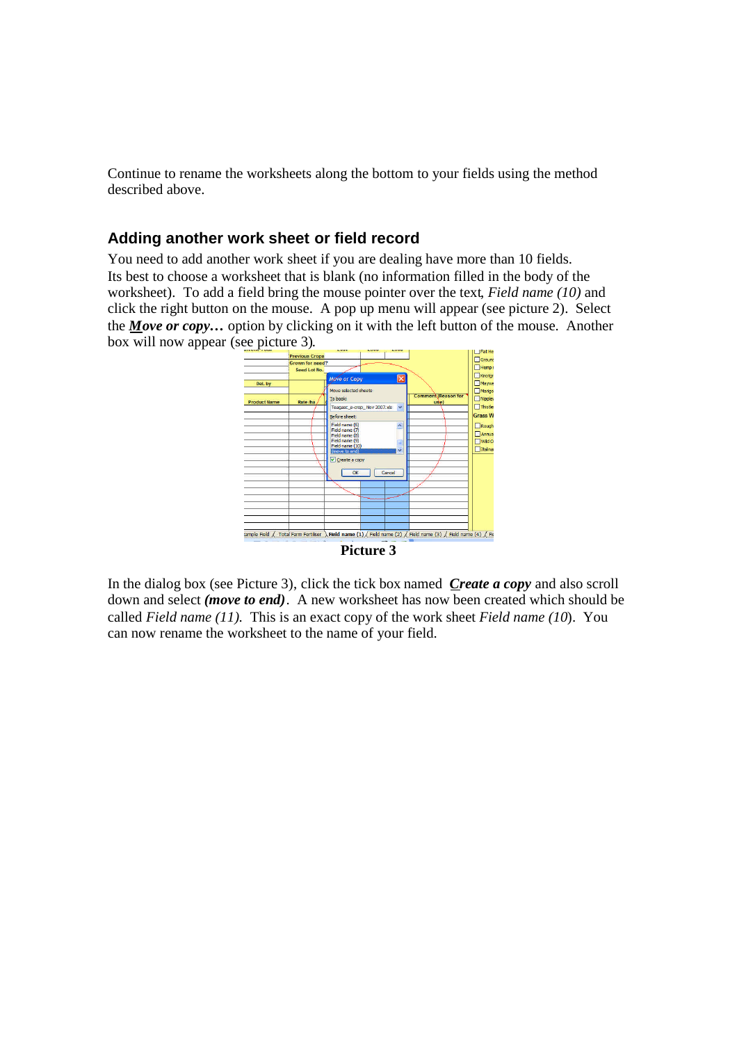Continue to rename the worksheets along the bottom to your fields using the method described above.

## Adding another work sheet or field record

You need to add another work sheet if you are dealing have more than 10 fields. Its best to choose a worksheet that is blank (no information filled in the body of the worksheet). To add a field bring the mouse pointer over the text, *Field name (10)* and click the right button on the mouse. A pop up menu will appear (see picture 2). Select the ***Move or copy…*** option by clicking on it with the left button of the mouse. Another box will now appear (see picture 3).

**Picture 3**

In the dialog box (see Picture 3), click the tick box named ***Create a copy*** and also scroll down and select ***(move to end)***. A new worksheet has now been created which should be called *Field name (11).* This is an exact copy of the work sheet *Field name (10*). You can now rename the worksheet to the name of your field.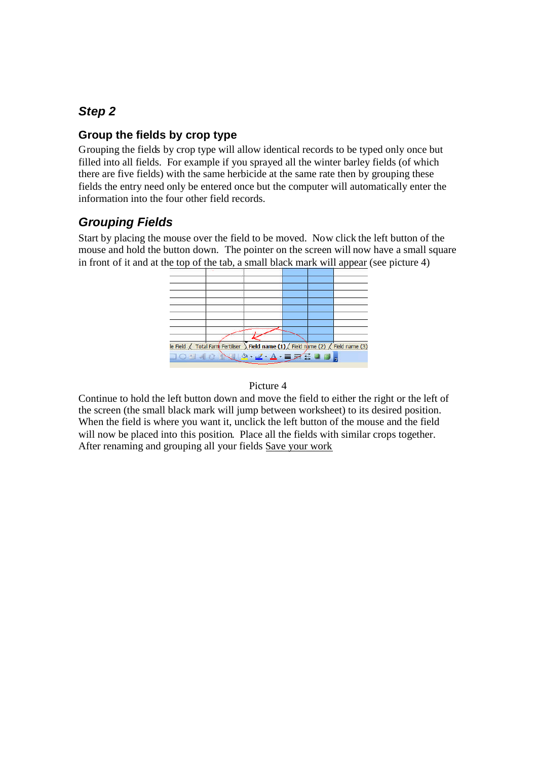## *Step 2*

### Group the fields by crop type

Grouping the fields by crop type will allow identical records to be typed only once but filled into all fields. For example if you sprayed all the winter barley fields (of which there are five fields) with the same herbicide at the same rate then by grouping these fields the entry need only be entered once but the computer will automatically enter the information into the four other field records.

## *Grouping Fields*

Start by placing the mouse over the field to be moved. Now click the left button of the mouse and hold the button down. The pointer on the screen will now have a small square in front of it and at the top of the tab, a small black mark will appear (see picture 4)

Picture 4

Continue to hold the left button down and move the field to either the right or the left of the screen (the small black mark will jump between worksheet) to its desired position. When the field is where you want it, unclick the left button of the mouse and the field will now be placed into this position. Place all the fields with similar crops together. After renaming and grouping all your fields Save your work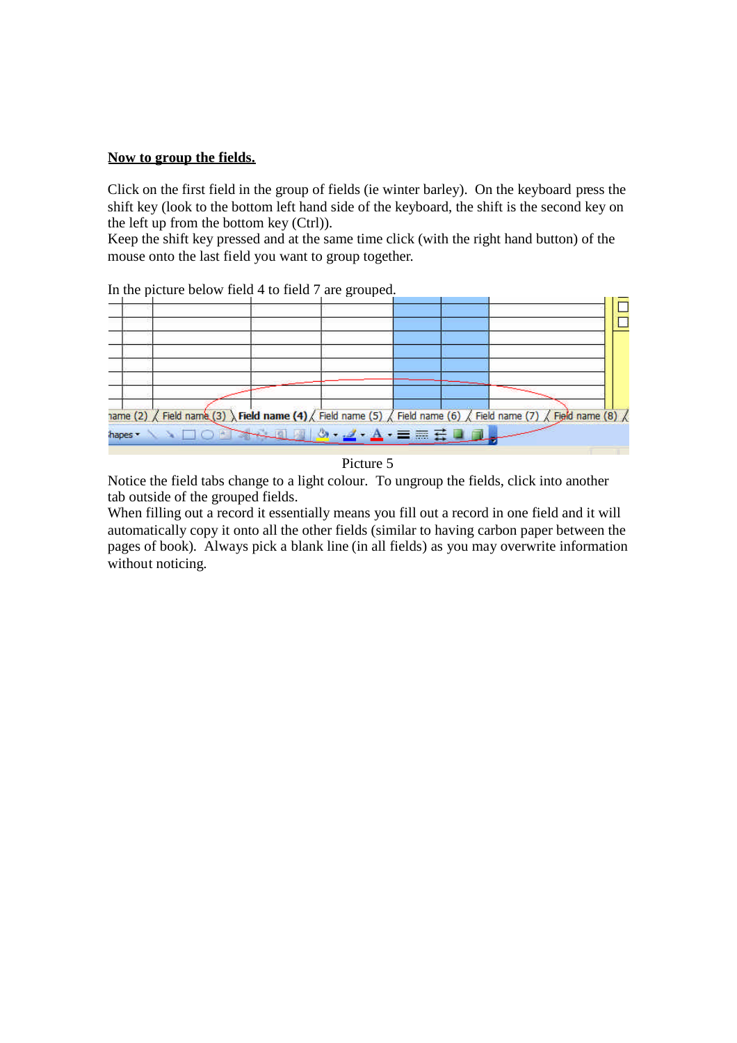**Now to group the fields.**

Click on the first field in the group of fields (ie winter barley). On the keyboard press the shift key (look to the bottom left hand side of the keyboard, the shift is the second key on the left up from the bottom key (Ctrl)).

Keep the shift key pressed and at the same time click (with the right hand button) of the mouse onto the last field you want to group together.

In the picture below field 4 to field 7 are grouped.

Picture 5

Notice the field tabs change to a light colour. To ungroup the fields, click into another tab outside of the grouped fields.

When filling out a record it essentially means you fill out a record in one field and it will automatically copy it onto all the other fields (similar to having carbon paper between the pages of book). Always pick a blank line (in all fields) as you may overwrite information without noticing.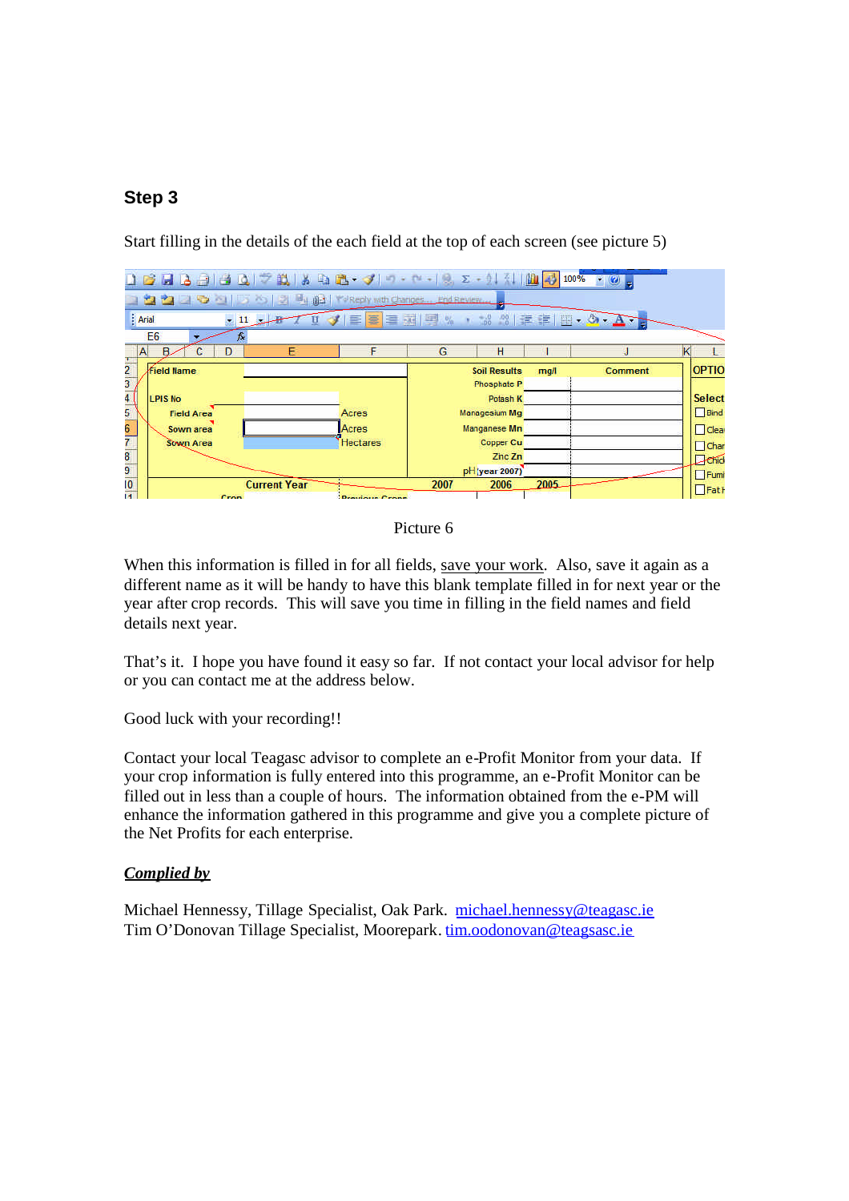## Step 3

Start filling in the details of the each field at the top of each screen (see picture 5)

Picture 6

When this information is filled in for all fields, save your work. Also, save it again as a different name as it will be handy to have this blank template filled in for next year or the year after crop records. This will save you time in filling in the field names and field details next year.

That's it. I hope you have found it easy so far. If not contact your local advisor for help or you can contact me at the address below.

Good luck with your recording!!

Contact your local Teagasc advisor to complete an e-Profit Monitor from your data. If your crop information is fully entered into this programme, an e-Profit Monitor can be filled out in less than a couple of hours. The information obtained from the e-PM will enhance the information gathered in this programme and give you a complete picture of the Net Profits for each enterprise.

***Complied by***

Michael Hennessy, Tillage Specialist, Oak Park. michael.hennessy@teagasc.ie
Tim O'Donovan Tillage Specialist, Moorepark. tim.oodonovan@teagsasc.ie